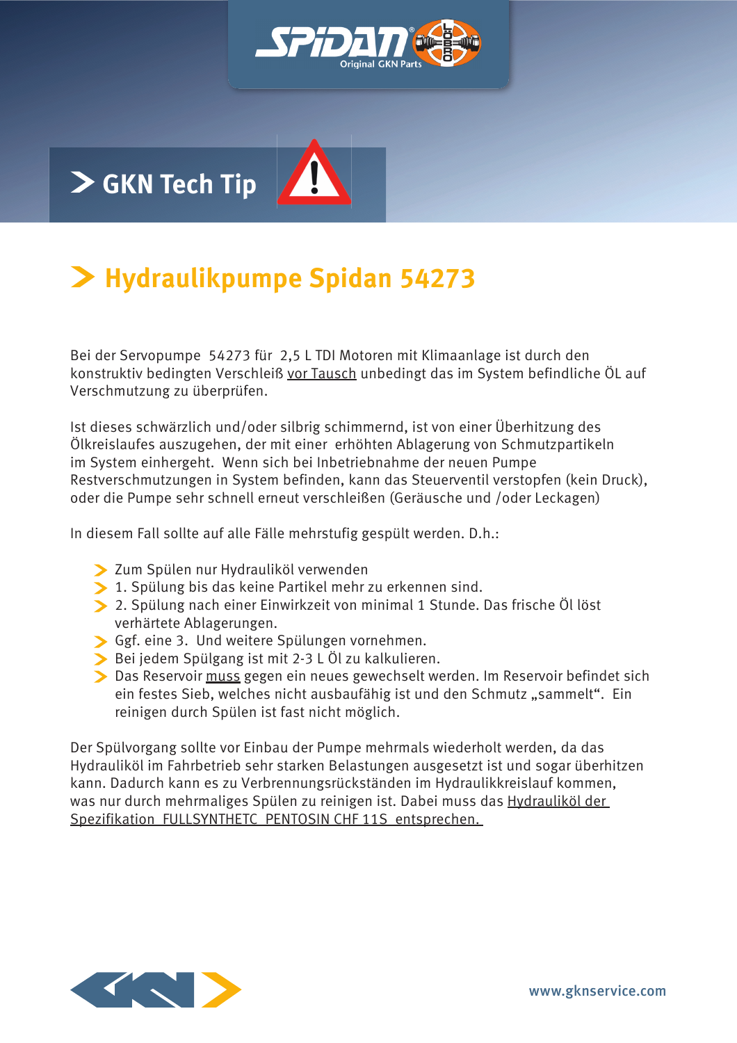# GKN Tech Tip

## Hydraulikpumpe Spidan 54273

Bei der Servopumpe 54273 für 2,5 L TDI Motoren mit Klimaanlage ist durch den konstruktiv bedingten Verschleiß vor Tausch unbedingt das im System befindliche ÖL auf Verschmutzung zu überprüfen.

Ist dieses schwärzlich und/oder silbrig schimmernd, ist von einer Überhitzung des Ölkreislaufes auszugehen, der mit einer erhöhten Ablagerung von Schmutzpartikeln im System einhergeht. Wenn sich bei Inbetriebnahme der neuen Pumpe Restverschmutzungen in System befinden, kann das Steuerventil verstopfen (kein Druck), oder die Pumpe sehr schnell erneut verschleißen (Geräusche und /oder Leckagen)

In diesem Fall sollte auf alle Fälle mehrstufig gespült werden. D.h.:

- Zum Spülen nur Hydrauliköl verwenden
- 1. Spülung bis das keine Partikel mehr zu erkennen sind.
- 2. Spülung nach einer Einwirkzeit von minimal 1 Stunde. Das frische Öl löst verhärtete Ablagerungen.
- Ggf. eine 3. Und weitere Spülungen vornehmen.
- Bei jedem Spülgang ist mit 2-3 L Öl zu kalkulieren.
- Das Reservoir muss gegen ein neues gewechselt werden. Im Reservoir befindet sich ein festes Sieb, welches nicht ausbaufähig ist und den Schmutz „sammelt". Ein reinigen durch Spülen ist fast nicht möglich.

Der Spülvorgang sollte vor Einbau der Pumpe mehrmals wiederholt werden, da das Hydrauliköl im Fahrbetrieb sehr starken Belastungen ausgesetzt ist und sogar überhitzen kann. Dadurch kann es zu Verbrennungsrückständen im Hydraulikkreislauf kommen, was nur durch mehrmaliges Spülen zu reinigen ist. Dabei muss das Hydrauliköl der Spezifikation FULLSYNTHETC PENTOSIN CHF 11S entsprechen.

www.gknservice.com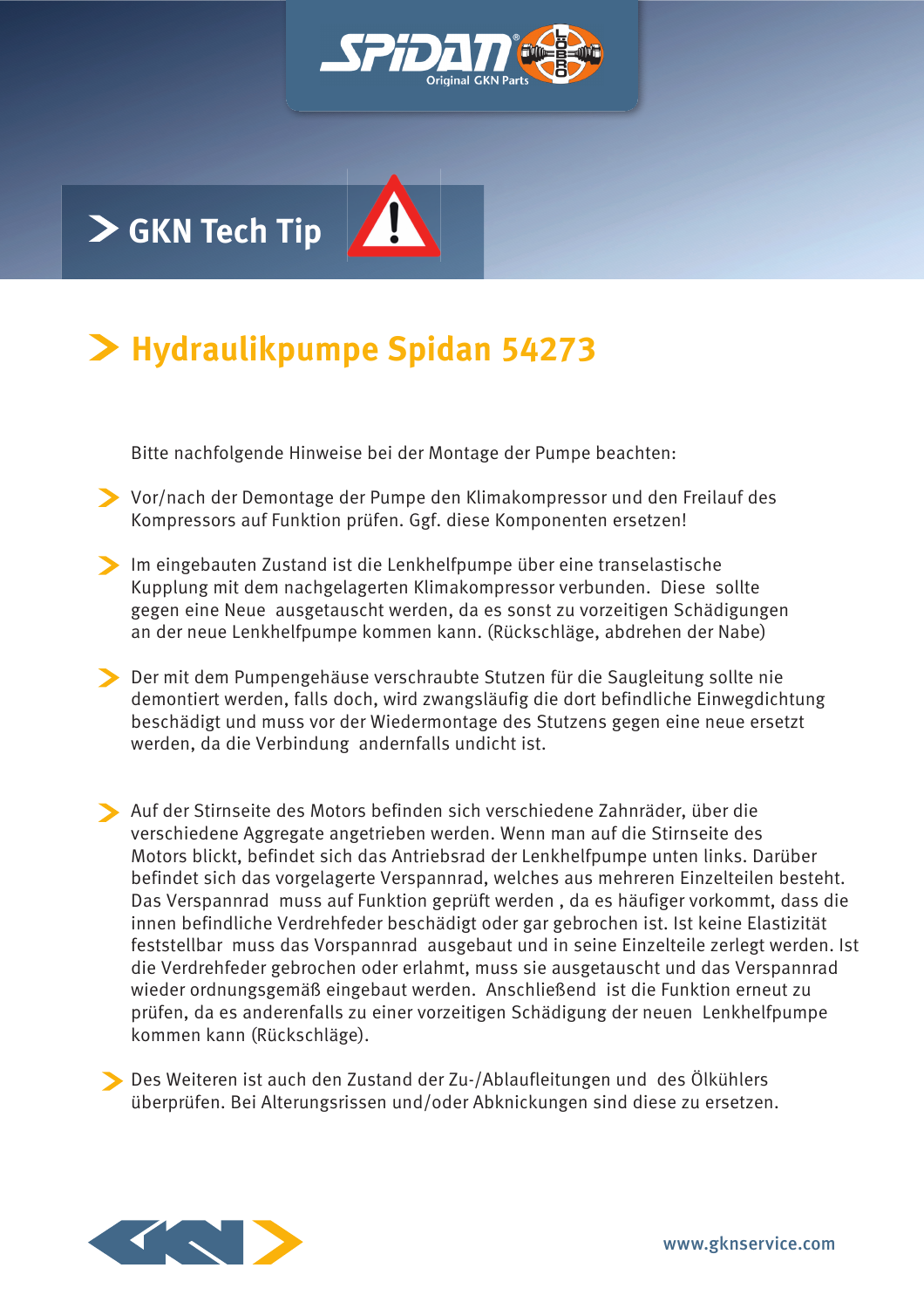# GKN Tech Tip

## Hydraulikpumpe Spidan 54273

Bitte nachfolgende Hinweise bei der Montage der Pumpe beachten:

- Vor/nach der Demontage der Pumpe den Klimakompressor und den Freilauf des Kompressors auf Funktion prüfen. Ggf. diese Komponenten ersetzen!

- Im eingebauten Zustand ist die Lenkhelfpumpe über eine transelastische Kupplung mit dem nachgelagerten Klimakompressor verbunden. Diese sollte gegen eine Neue ausgetauscht werden, da es sonst zu vorzeitigen Schädigungen an der neue Lenkhelfpumpe kommen kann. (Rückschläge, abdrehen der Nabe)

- Der mit dem Pumpengehäuse verschraubte Stutzen für die Saugleitung sollte nie demontiert werden, falls doch, wird zwangsläufig die dort befindliche Einwegdichtung beschädigt und muss vor der Wiedermontage des Stutzens gegen eine neue ersetzt werden, da die Verbindung andernfalls undicht ist.

- Auf der Stirnseite des Motors befinden sich verschiedene Zahnräder, über die verschiedene Aggregate angetrieben werden. Wenn man auf die Stirnseite des Motors blickt, befindet sich das Antriebsrad der Lenkhelfpumpe unten links. Darüber befindet sich das vorgelagerte Verspannrad, welches aus mehreren Einzelteilen besteht. Das Verspannrad muss auf Funktion geprüft werden , da es häufiger vorkommt, dass die innen befindliche Verdrehfeder beschädigt oder gar gebrochen ist. Ist keine Elastizität feststellbar muss das Vorspannrad ausgebaut und in seine Einzelteile zerlegt werden. Ist die Verdrehfeder gebrochen oder erlahmt, muss sie ausgetauscht und das Verspannrad wieder ordnungsgemäß eingebaut werden. Anschließend ist die Funktion erneut zu prüfen, da es anderenfalls zu einer vorzeitigen Schädigung der neuen Lenkhelfpumpe kommen kann (Rückschläge).

- Des Weiteren ist auch den Zustand der Zu-/Ablaufleitungen und des Ölkühlers überprüfen. Bei Alterungsrissen und/oder Abknickungen sind diese zu ersetzen.

www.gknservice.com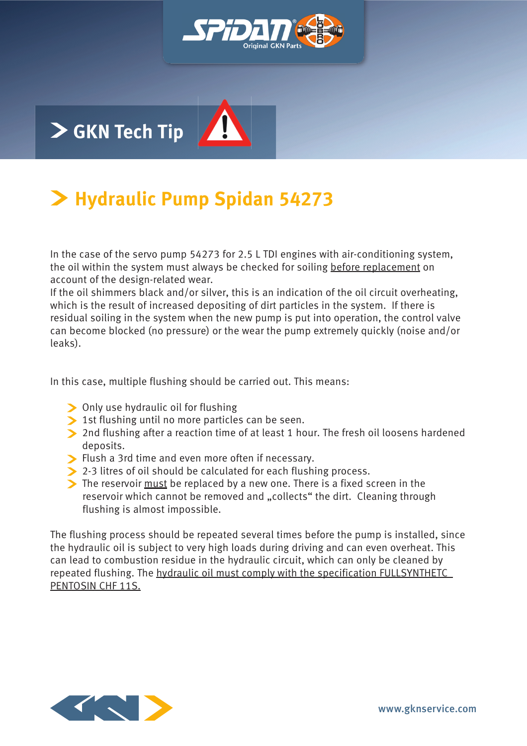# GKN Tech Tip

## Hydraulic Pump Spidan 54273

In the case of the servo pump 54273 for 2.5 L TDI engines with air-conditioning system, the oil within the system must always be checked for soiling before replacement on account of the design-related wear.
If the oil shimmers black and/or silver, this is an indication of the oil circuit overheating, which is the result of increased depositing of dirt particles in the system. If there is residual soiling in the system when the new pump is put into operation, the control valve can become blocked (no pressure) or the wear the pump extremely quickly (noise and/or leaks).

In this case, multiple flushing should be carried out. This means:

- Only use hydraulic oil for flushing
- 1st flushing until no more particles can be seen.
- 2nd flushing after a reaction time of at least 1 hour. The fresh oil loosens hardened deposits.
- Flush a 3rd time and even more often if necessary.
- 2-3 litres of oil should be calculated for each flushing process.
- The reservoir must be replaced by a new one. There is a fixed screen in the reservoir which cannot be removed and „collects“ the dirt. Cleaning through flushing is almost impossible.

The flushing process should be repeated several times before the pump is installed, since the hydraulic oil is subject to very high loads during driving and can even overheat. This can lead to combustion residue in the hydraulic circuit, which can only be cleaned by repeated flushing. The hydraulic oil must comply with the specification FULLSYNTHETC PENTOSIN CHF 11S.

www.gknservice.com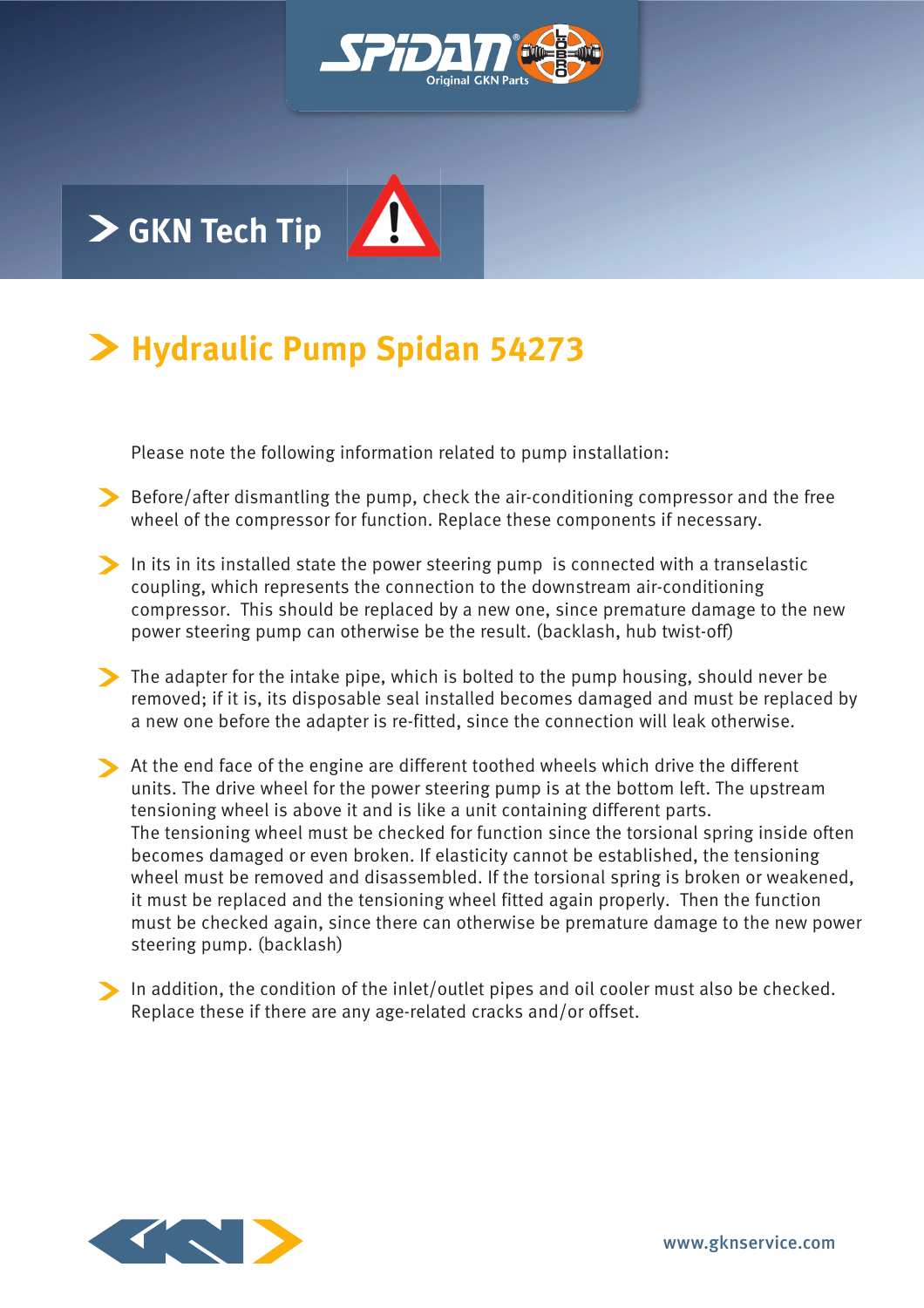# GKN Tech Tip

## Hydraulic Pump Spidan 54273

Please note the following information related to pump installation:

- Before/after dismantling the pump, check the air-conditioning compressor and the free wheel of the compressor for function. Replace these components if necessary.

- In its in its installed state the power steering pump is connected with a transelastic coupling, which represents the connection to the downstream air-conditioning compressor. This should be replaced by a new one, since premature damage to the new power steering pump can otherwise be the result. (backlash, hub twist-off)

- The adapter for the intake pipe, which is bolted to the pump housing, should never be removed; if it is, its disposable seal installed becomes damaged and must be replaced by a new one before the adapter is re-fitted, since the connection will leak otherwise.

- At the end face of the engine are different toothed wheels which drive the different units. The drive wheel for the power steering pump is at the bottom left. The upstream tensioning wheel is above it and is like a unit containing different parts.
  The tensioning wheel must be checked for function since the torsional spring inside often becomes damaged or even broken. If elasticity cannot be established, the tensioning wheel must be removed and disassembled. If the torsional spring is broken or weakened, it must be replaced and the tensioning wheel fitted again properly. Then the function must be checked again, since there can otherwise be premature damage to the new power steering pump. (backlash)

- In addition, the condition of the inlet/outlet pipes and oil cooler must also be checked. Replace these if there are any age-related cracks and/or offset.

www.gknservice.com